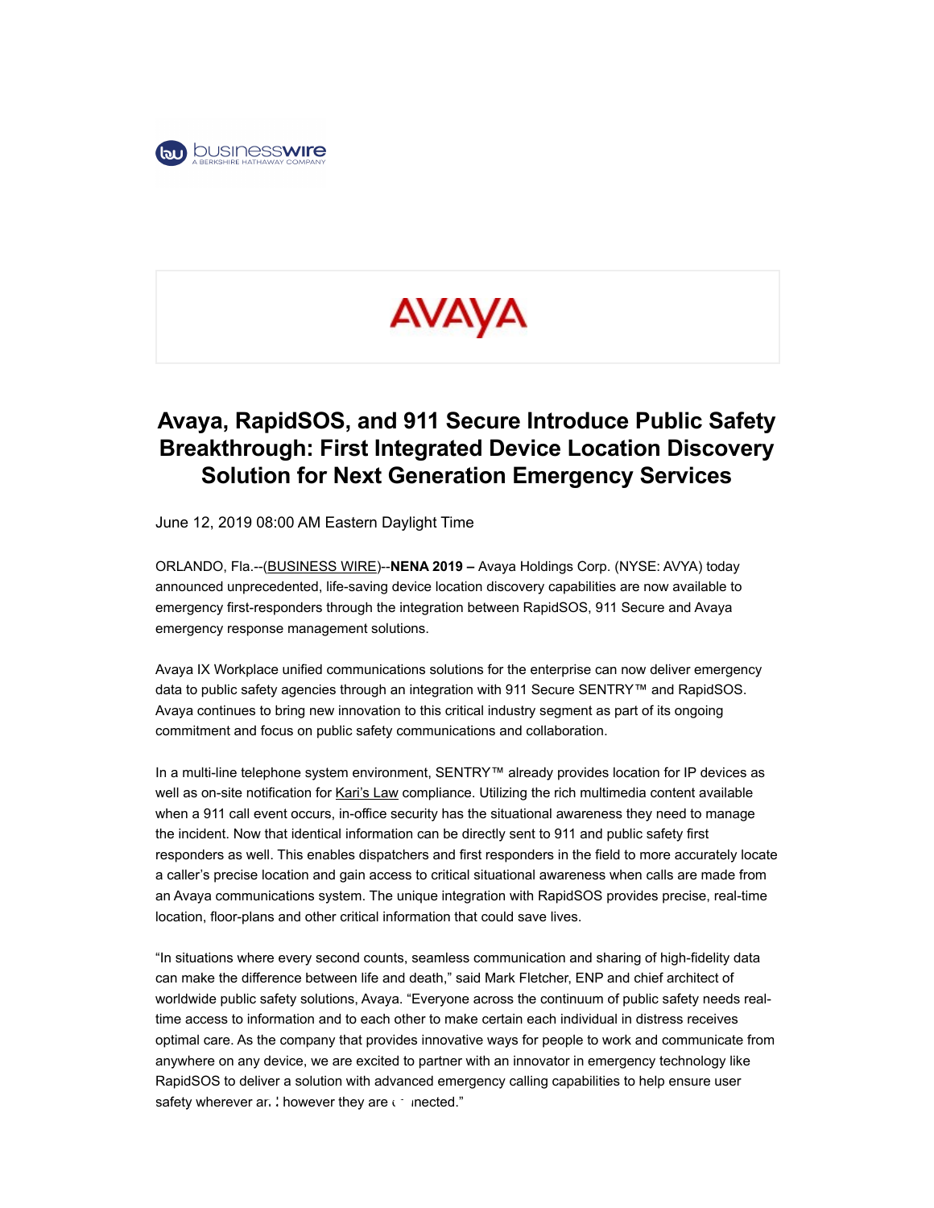# Avaya, RapidSOS, and 911 Secure Introduce Public Safety Breakthrough: First Integrated Device Location Discovery Solution for Next Generation Emergency Services

June 12, 2019 08:00 AM Eastern Daylight Time

ORLANDO, Fla.--(BUSINESS WIRE)--**NENA 2019 –** Avaya Holdings Corp. (NYSE: AVYA) today announced unprecedented, life-saving device location discovery capabilities are now available to emergency first-responders through the integration between RapidSOS, 911 Secure and Avaya emergency response management solutions.

Avaya IX Workplace unified communications solutions for the enterprise can now deliver emergency data to public safety agencies through an integration with 911 Secure SENTRY™ and RapidSOS. Avaya continues to bring new innovation to this critical industry segment as part of its ongoing commitment and focus on public safety communications and collaboration.

In a multi-line telephone system environment, SENTRY™ already provides location for IP devices as well as on-site notification for Kari's Law compliance. Utilizing the rich multimedia content available when a 911 call event occurs, in-office security has the situational awareness they need to manage the incident. Now that identical information can be directly sent to 911 and public safety first responders as well. This enables dispatchers and first responders in the field to more accurately locate a caller's precise location and gain access to critical situational awareness when calls are made from an Avaya communications system. The unique integration with RapidSOS provides precise, real-time location, floor-plans and other critical information that could save lives.

"In situations where every second counts, seamless communication and sharing of high-fidelity data can make the difference between life and death," said Mark Fletcher, ENP and chief architect of worldwide public safety solutions, Avaya. "Everyone across the continuum of public safety needs real-time access to information and to each other to make certain each individual in distress receives optimal care. As the company that provides innovative ways for people to work and communicate from anywhere on any device, we are excited to partner with an innovator in emergency technology like RapidSOS to deliver a solution with advanced emergency calling capabilities to help ensure user safety wherever and however they are connected."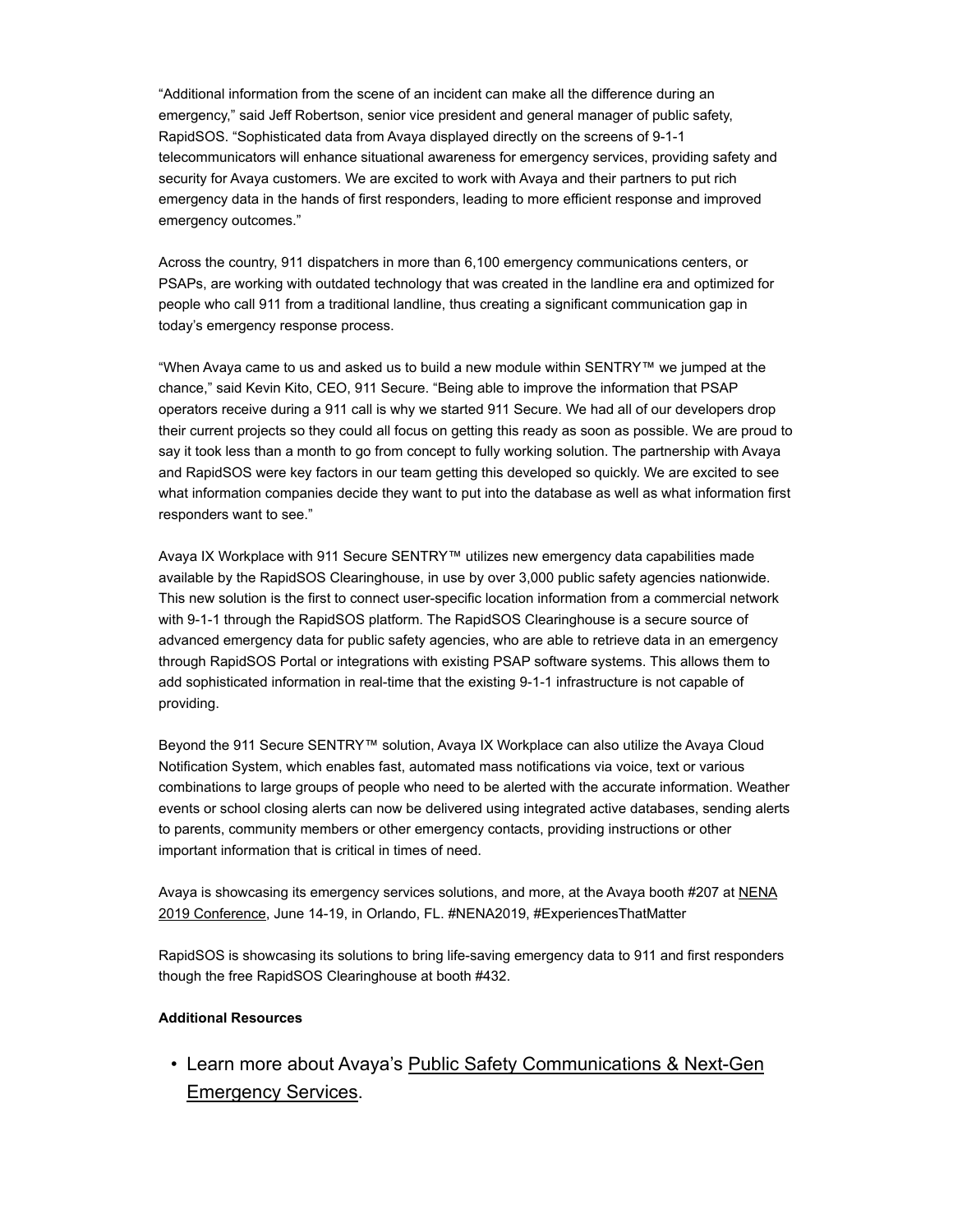"Additional information from the scene of an incident can make all the difference during an emergency," said Jeff Robertson, senior vice president and general manager of public safety, RapidSOS. "Sophisticated data from Avaya displayed directly on the screens of 9-1-1 telecommunicators will enhance situational awareness for emergency services, providing safety and security for Avaya customers. We are excited to work with Avaya and their partners to put rich emergency data in the hands of first responders, leading to more efficient response and improved emergency outcomes."

Across the country, 911 dispatchers in more than 6,100 emergency communications centers, or PSAPs, are working with outdated technology that was created in the landline era and optimized for people who call 911 from a traditional landline, thus creating a significant communication gap in today's emergency response process.

"When Avaya came to us and asked us to build a new module within SENTRY™ we jumped at the chance," said Kevin Kito, CEO, 911 Secure. "Being able to improve the information that PSAP operators receive during a 911 call is why we started 911 Secure. We had all of our developers drop their current projects so they could all focus on getting this ready as soon as possible. We are proud to say it took less than a month to go from concept to fully working solution. The partnership with Avaya and RapidSOS were key factors in our team getting this developed so quickly. We are excited to see what information companies decide they want to put into the database as well as what information first responders want to see."

Avaya IX Workplace with 911 Secure SENTRY™ utilizes new emergency data capabilities made available by the RapidSOS Clearinghouse, in use by over 3,000 public safety agencies nationwide. This new solution is the first to connect user-specific location information from a commercial network with 9-1-1 through the RapidSOS platform. The RapidSOS Clearinghouse is a secure source of advanced emergency data for public safety agencies, who are able to retrieve data in an emergency through RapidSOS Portal or integrations with existing PSAP software systems. This allows them to add sophisticated information in real-time that the existing 9-1-1 infrastructure is not capable of providing.

Beyond the 911 Secure SENTRY™ solution, Avaya IX Workplace can also utilize the Avaya Cloud Notification System, which enables fast, automated mass notifications via voice, text or various combinations to large groups of people who need to be alerted with the accurate information. Weather events or school closing alerts can now be delivered using integrated active databases, sending alerts to parents, community members or other emergency contacts, providing instructions or other important information that is critical in times of need.

Avaya is showcasing its emergency services solutions, and more, at the Avaya booth #207 at NENA 2019 Conference, June 14-19, in Orlando, FL. #NENA2019, #ExperiencesThatMatter

RapidSOS is showcasing its solutions to bring life-saving emergency data to 911 and first responders though the free RapidSOS Clearinghouse at booth #432.

**Additional Resources**

- Learn more about Avaya's Public Safety Communications & Next-Gen Emergency Services.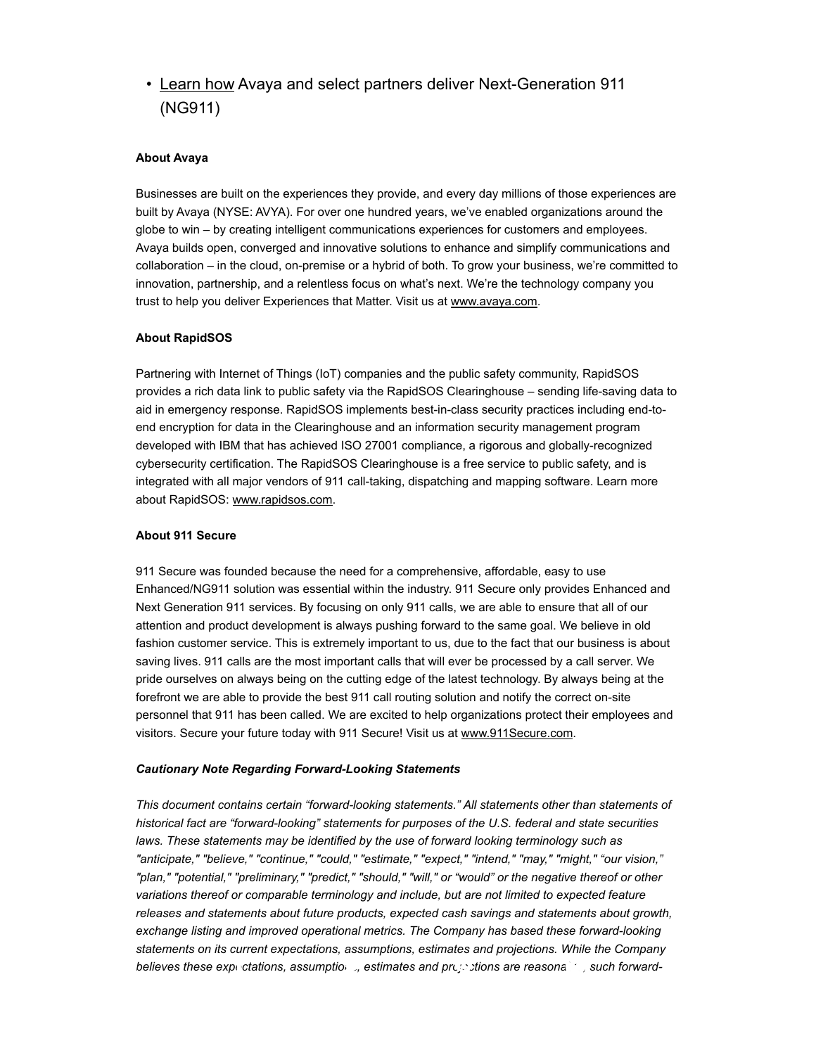- Learn how Avaya and select partners deliver Next-Generation 911 (NG911)

**About Avaya**

Businesses are built on the experiences they provide, and every day millions of those experiences are built by Avaya (NYSE: AVYA). For over one hundred years, we've enabled organizations around the globe to win – by creating intelligent communications experiences for customers and employees. Avaya builds open, converged and innovative solutions to enhance and simplify communications and collaboration – in the cloud, on-premise or a hybrid of both. To grow your business, we're committed to innovation, partnership, and a relentless focus on what's next. We're the technology company you trust to help you deliver Experiences that Matter. Visit us at www.avaya.com.

**About RapidSOS**

Partnering with Internet of Things (IoT) companies and the public safety community, RapidSOS provides a rich data link to public safety via the RapidSOS Clearinghouse – sending life-saving data to aid in emergency response. RapidSOS implements best-in-class security practices including end-to-end encryption for data in the Clearinghouse and an information security management program developed with IBM that has achieved ISO 27001 compliance, a rigorous and globally-recognized cybersecurity certification. The RapidSOS Clearinghouse is a free service to public safety, and is integrated with all major vendors of 911 call-taking, dispatching and mapping software. Learn more about RapidSOS: www.rapidsos.com.

**About 911 Secure**

911 Secure was founded because the need for a comprehensive, affordable, easy to use Enhanced/NG911 solution was essential within the industry. 911 Secure only provides Enhanced and Next Generation 911 services. By focusing on only 911 calls, we are able to ensure that all of our attention and product development is always pushing forward to the same goal. We believe in old fashion customer service. This is extremely important to us, due to the fact that our business is about saving lives. 911 calls are the most important calls that will ever be processed by a call server. We pride ourselves on always being on the cutting edge of the latest technology. By always being at the forefront we are able to provide the best 911 call routing solution and notify the correct on-site personnel that 911 has been called. We are excited to help organizations protect their employees and visitors. Secure your future today with 911 Secure! Visit us at www.911Secure.com.

***Cautionary Note Regarding Forward-Looking Statements***

*This document contains certain "forward-looking statements." All statements other than statements of historical fact are "forward-looking" statements for purposes of the U.S. federal and state securities laws. These statements may be identified by the use of forward looking terminology such as "anticipate," "believe," "continue," "could," "estimate," "expect," "intend," "may," "might," "our vision," "plan," "potential," "preliminary," "predict," "should," "will," or "would" or the negative thereof or other variations thereof or comparable terminology and include, but are not limited to expected feature releases and statements about future products, expected cash savings and statements about growth, exchange listing and improved operational metrics. The Company has based these forward-looking statements on its current expectations, assumptions, estimates and projections. While the Company believes these expectations, assumptions, estimates and projections are reasonable, such forward-*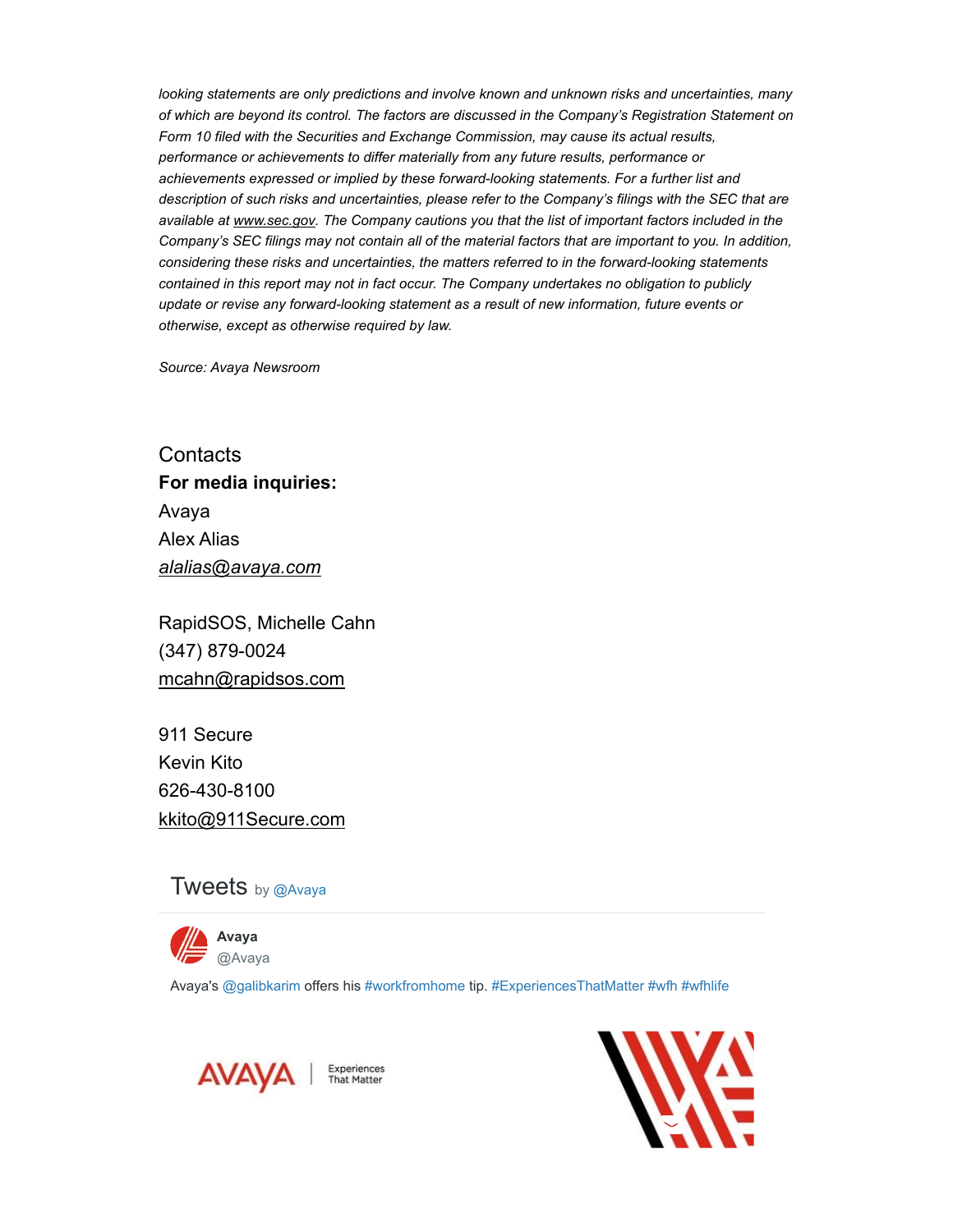*looking statements are only predictions and involve known and unknown risks and uncertainties, many of which are beyond its control. The factors are discussed in the Company's Registration Statement on Form 10 filed with the Securities and Exchange Commission, may cause its actual results, performance or achievements to differ materially from any future results, performance or achievements expressed or implied by these forward-looking statements. For a further list and description of such risks and uncertainties, please refer to the Company's filings with the SEC that are available at www.sec.gov. The Company cautions you that the list of important factors included in the Company's SEC filings may not contain all of the material factors that are important to you. In addition, considering these risks and uncertainties, the matters referred to in the forward-looking statements contained in this report may not in fact occur. The Company undertakes no obligation to publicly update or revise any forward-looking statement as a result of new information, future events or otherwise, except as otherwise required by law.*

*Source: Avaya Newsroom*

## Contacts

**For media inquiries:**

Avaya
Alex Alias
*alalias@avaya.com*

RapidSOS, Michelle Cahn
(347) 879-0024
mcahn@rapidsos.com

911 Secure
Kevin Kito
626-430-8100
kkito@911Secure.com

## Tweets by @Avaya

**Avaya**
@Avaya

Avaya's @galibkarim offers his #workfromhome tip. #ExperiencesThatMatter #wfh #wfhlife

AVAYA | Experiences That Matter